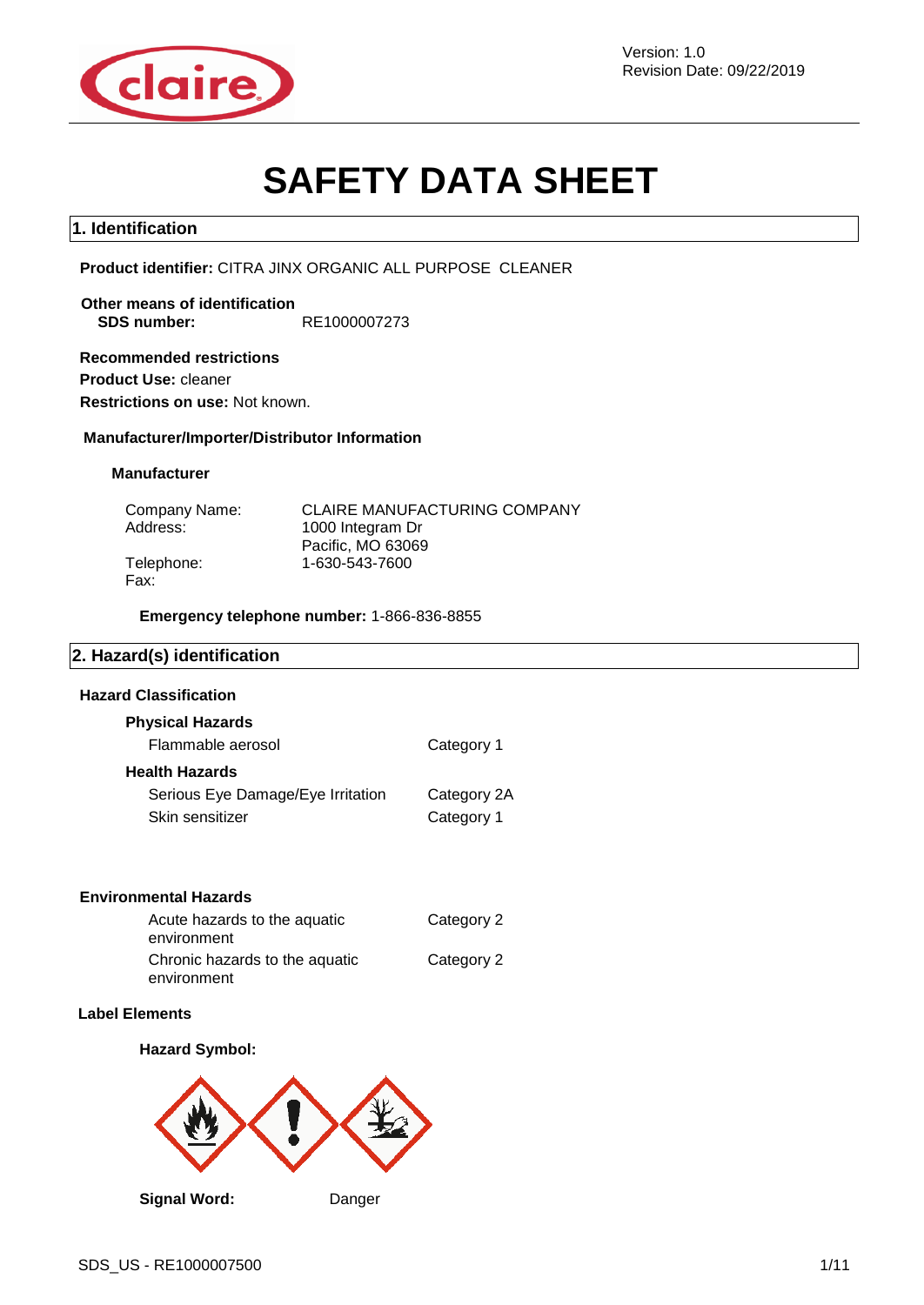Version: 1.0
Revision Date: 09/22/2019

# SAFETY DATA SHEET

## 1. Identification

**Product identifier:** CITRA JINX ORGANIC ALL PURPOSE CLEANER

**Other means of identification**
**SDS number:** RE1000007273

**Recommended restrictions**
**Product Use:** cleaner
**Restrictions on use:** Not known.

**Manufacturer/Importer/Distributor Information**

**Manufacturer**

| | |
|---|---|
| Company Name: | CLAIRE MANUFACTURING COMPANY |
| Address: | 1000 Integram Dr<br>Pacific, MO 63069 |
| Telephone: | 1-630-543-7600 |
| Fax: | |

**Emergency telephone number:** 1-866-836-8855

## 2. Hazard(s) identification

**Hazard Classification**

**Physical Hazards**

| | |
|---|---|
| Flammable aerosol | Category 1 |

**Health Hazards**

| | |
|---|---|
| Serious Eye Damage/Eye Irritation | Category 2A |
| Skin sensitizer | Category 1 |

**Environmental Hazards**

| | |
|---|---|
| Acute hazards to the aquatic environment | Category 2 |
| Chronic hazards to the aquatic environment | Category 2 |

**Label Elements**

**Hazard Symbol:**

**Signal Word:** Danger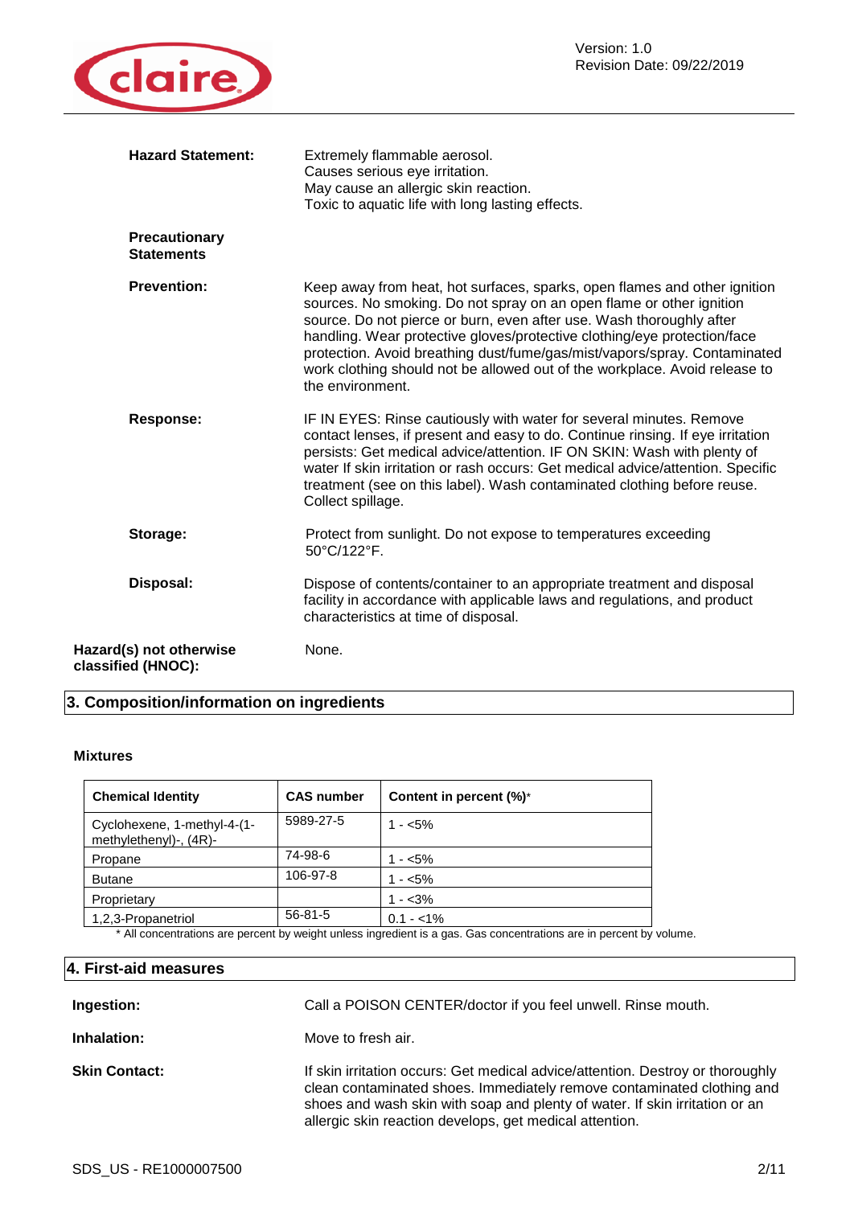**Hazard Statement:** Extremely flammable aerosol.
Causes serious eye irritation.
May cause an allergic skin reaction.
Toxic to aquatic life with long lasting effects.

**Precautionary Statements**

**Prevention:** Keep away from heat, hot surfaces, sparks, open flames and other ignition sources. No smoking. Do not spray on an open flame or other ignition source. Do not pierce or burn, even after use. Wash thoroughly after handling. Wear protective gloves/protective clothing/eye protection/face protection. Avoid breathing dust/fume/gas/mist/vapors/spray. Contaminated work clothing should not be allowed out of the workplace. Avoid release to the environment.

**Response:** IF IN EYES: Rinse cautiously with water for several minutes. Remove contact lenses, if present and easy to do. Continue rinsing. If eye irritation persists: Get medical advice/attention. IF ON SKIN: Wash with plenty of water If skin irritation or rash occurs: Get medical advice/attention. Specific treatment (see on this label). Wash contaminated clothing before reuse. Collect spillage.

**Storage:** Protect from sunlight. Do not expose to temperatures exceeding 50°C/122°F.

**Disposal:** Dispose of contents/container to an appropriate treatment and disposal facility in accordance with applicable laws and regulations, and product characteristics at time of disposal.

**Hazard(s) not otherwise classified (HNOC):** None.

## 3. Composition/information on ingredients

**Mixtures**

| Chemical Identity | CAS number | Content in percent (%)* |
|---|---|---|
| Cyclohexene, 1-methyl-4-(1-methylethenyl)-, (4R)- | 5989-27-5 | 1 - <5% |
| Propane | 74-98-6 | 1 - <5% |
| Butane | 106-97-8 | 1 - <5% |
| Proprietary | | 1 - <3% |
| 1,2,3-Propanetriol | 56-81-5 | 0.1 - <1% |

\* All concentrations are percent by weight unless ingredient is a gas. Gas concentrations are in percent by volume.

## 4. First-aid measures

**Ingestion:** Call a POISON CENTER/doctor if you feel unwell. Rinse mouth.

**Inhalation:** Move to fresh air.

**Skin Contact:** If skin irritation occurs: Get medical advice/attention. Destroy or thoroughly clean contaminated shoes. Immediately remove contaminated clothing and shoes and wash skin with soap and plenty of water. If skin irritation or an allergic skin reaction develops, get medical attention.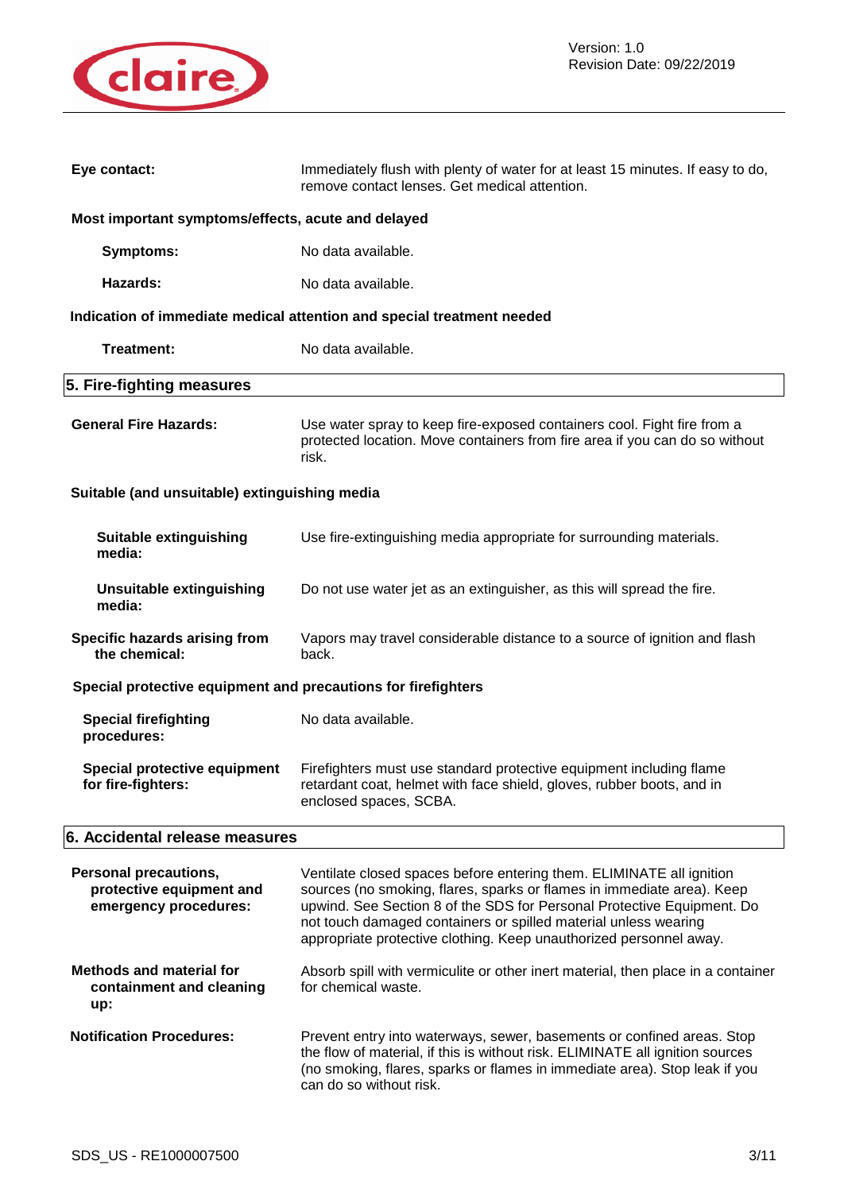**Eye contact:** Immediately flush with plenty of water for at least 15 minutes. If easy to do, remove contact lenses. Get medical attention.

**Most important symptoms/effects, acute and delayed**

**Symptoms:** No data available.

**Hazards:** No data available.

**Indication of immediate medical attention and special treatment needed**

**Treatment:** No data available.

## 5. Fire-fighting measures

**General Fire Hazards:** Use water spray to keep fire-exposed containers cool. Fight fire from a protected location. Move containers from fire area if you can do so without risk.

**Suitable (and unsuitable) extinguishing media**

**Suitable extinguishing media:** Use fire-extinguishing media appropriate for surrounding materials.

**Unsuitable extinguishing media:** Do not use water jet as an extinguisher, as this will spread the fire.

**Specific hazards arising from the chemical:** Vapors may travel considerable distance to a source of ignition and flash back.

**Special protective equipment and precautions for firefighters**

**Special firefighting procedures:** No data available.

**Special protective equipment for fire-fighters:** Firefighters must use standard protective equipment including flame retardant coat, helmet with face shield, gloves, rubber boots, and in enclosed spaces, SCBA.

## 6. Accidental release measures

**Personal precautions, protective equipment and emergency procedures:** Ventilate closed spaces before entering them. ELIMINATE all ignition sources (no smoking, flares, sparks or flames in immediate area). Keep upwind. See Section 8 of the SDS for Personal Protective Equipment. Do not touch damaged containers or spilled material unless wearing appropriate protective clothing. Keep unauthorized personnel away.

**Methods and material for containment and cleaning up:** Absorb spill with vermiculite or other inert material, then place in a container for chemical waste.

**Notification Procedures:** Prevent entry into waterways, sewer, basements or confined areas. Stop the flow of material, if this is without risk. ELIMINATE all ignition sources (no smoking, flares, sparks or flames in immediate area). Stop leak if you can do so without risk.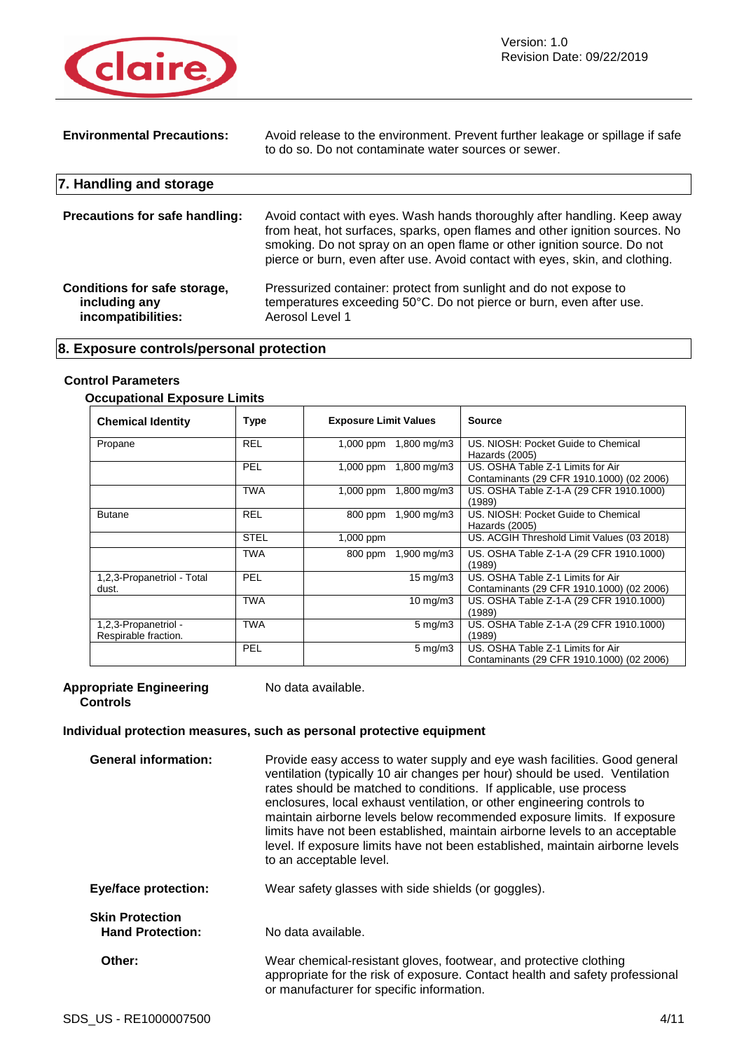**Environmental Precautions:** Avoid release to the environment. Prevent further leakage or spillage if safe to do so. Do not contaminate water sources or sewer.

## 7. Handling and storage

**Precautions for safe handling:** Avoid contact with eyes. Wash hands thoroughly after handling. Keep away from heat, hot surfaces, sparks, open flames and other ignition sources. No smoking. Do not spray on an open flame or other ignition source. Do not pierce or burn, even after use. Avoid contact with eyes, skin, and clothing.

**Conditions for safe storage, including any incompatibilities:** Pressurized container: protect from sunlight and do not expose to temperatures exceeding 50°C. Do not pierce or burn, even after use. Aerosol Level 1

## 8. Exposure controls/personal protection

### Control Parameters

**Occupational Exposure Limits**

| Chemical Identity | Type | Exposure Limit Values | | Source |
|---|---|---|---|---|
| Propane | REL | 1,000 ppm | 1,800 mg/m3 | US. NIOSH: Pocket Guide to Chemical Hazards (2005) |
| | PEL | 1,000 ppm | 1,800 mg/m3 | US. OSHA Table Z-1 Limits for Air Contaminants (29 CFR 1910.1000) (02 2006) |
| | TWA | 1,000 ppm | 1,800 mg/m3 | US. OSHA Table Z-1-A (29 CFR 1910.1000) (1989) |
| Butane | REL | 800 ppm | 1,900 mg/m3 | US. NIOSH: Pocket Guide to Chemical Hazards (2005) |
| | STEL | 1,000 ppm | | US. ACGIH Threshold Limit Values (03 2018) |
| | TWA | 800 ppm | 1,900 mg/m3 | US. OSHA Table Z-1-A (29 CFR 1910.1000) (1989) |
| 1,2,3-Propanetriol - Total dust. | PEL | | 15 mg/m3 | US. OSHA Table Z-1 Limits for Air Contaminants (29 CFR 1910.1000) (02 2006) |
| | TWA | | 10 mg/m3 | US. OSHA Table Z-1-A (29 CFR 1910.1000) (1989) |
| 1,2,3-Propanetriol - Respirable fraction. | TWA | | 5 mg/m3 | US. OSHA Table Z-1-A (29 CFR 1910.1000) (1989) |
| | PEL | | 5 mg/m3 | US. OSHA Table Z-1 Limits for Air Contaminants (29 CFR 1910.1000) (02 2006) |

**Appropriate Engineering Controls** No data available.

### Individual protection measures, such as personal protective equipment

**General information:** Provide easy access to water supply and eye wash facilities. Good general ventilation (typically 10 air changes per hour) should be used. Ventilation rates should be matched to conditions. If applicable, use process enclosures, local exhaust ventilation, or other engineering controls to maintain airborne levels below recommended exposure limits. If exposure limits have not been established, maintain airborne levels to an acceptable level. If exposure limits have not been established, maintain airborne levels to an acceptable level.

**Eye/face protection:** Wear safety glasses with side shields (or goggles).

**Skin Protection**

**Hand Protection:** No data available.

**Other:** Wear chemical-resistant gloves, footwear, and protective clothing appropriate for the risk of exposure. Contact health and safety professional or manufacturer for specific information.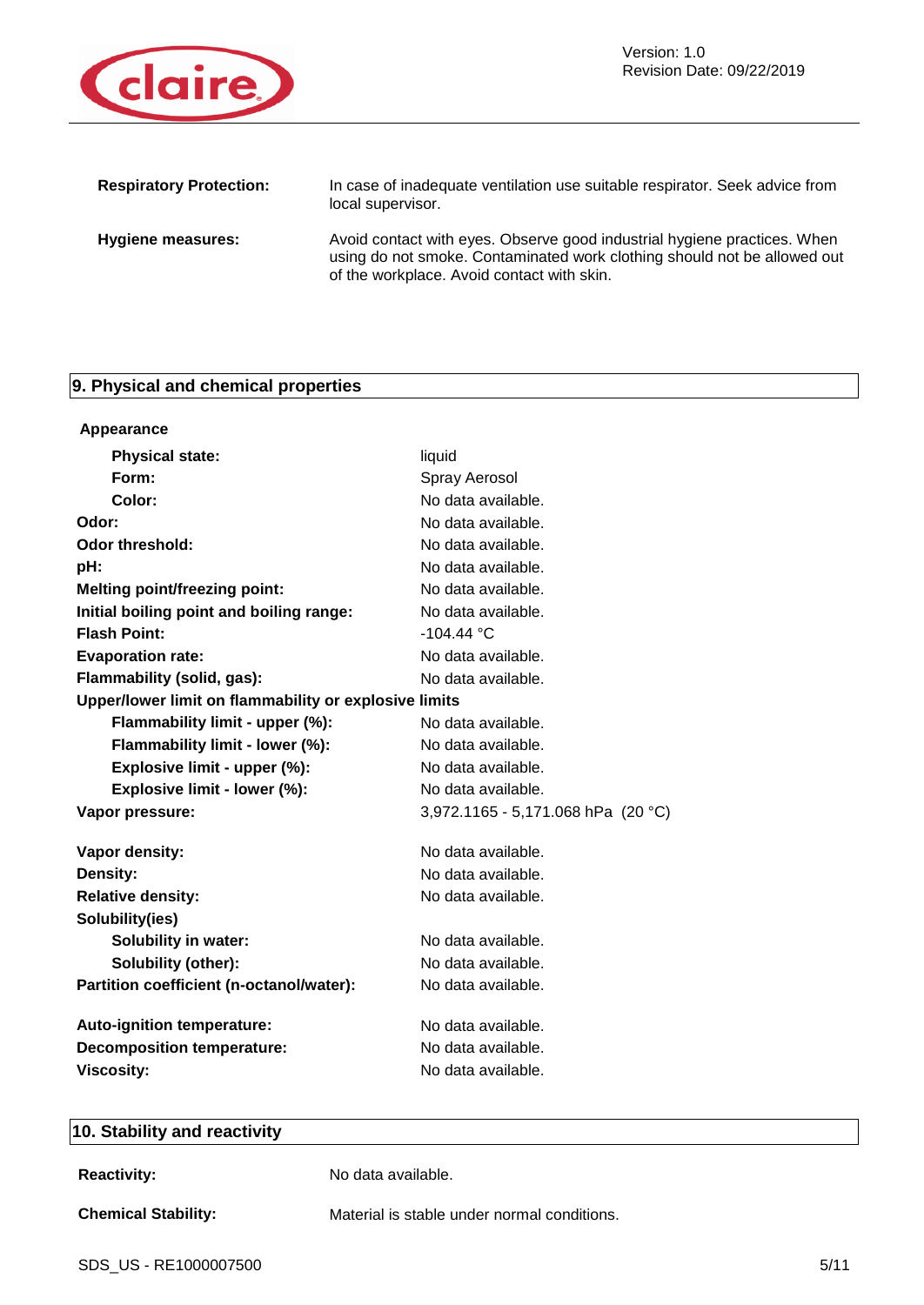| | |
|---|---|
| **Respiratory Protection:** | In case of inadequate ventilation use suitable respirator. Seek advice from local supervisor. |
| **Hygiene measures:** | Avoid contact with eyes. Observe good industrial hygiene practices. When using do not smoke. Contaminated work clothing should not be allowed out of the workplace. Avoid contact with skin. |

## 9. Physical and chemical properties

**Appearance**

| | |
|---|---|
| **Physical state:** | liquid |
| **Form:** | Spray Aerosol |
| **Color:** | No data available. |
| **Odor:** | No data available. |
| **Odor threshold:** | No data available. |
| **pH:** | No data available. |
| **Melting point/freezing point:** | No data available. |
| **Initial boiling point and boiling range:** | No data available. |
| **Flash Point:** | -104.44 °C |
| **Evaporation rate:** | No data available. |
| **Flammability (solid, gas):** | No data available. |
| **Upper/lower limit on flammability or explosive limits** | |
| **Flammability limit - upper (%):** | No data available. |
| **Flammability limit - lower (%):** | No data available. |
| **Explosive limit - upper (%):** | No data available. |
| **Explosive limit - lower (%):** | No data available. |
| **Vapor pressure:** | 3,972.1165 - 5,171.068 hPa (20 °C) |
| **Vapor density:** | No data available. |
| **Density:** | No data available. |
| **Relative density:** | No data available. |
| **Solubility(ies)** | |
| **Solubility in water:** | No data available. |
| **Solubility (other):** | No data available. |
| **Partition coefficient (n-octanol/water):** | No data available. |
| **Auto-ignition temperature:** | No data available. |
| **Decomposition temperature:** | No data available. |
| **Viscosity:** | No data available. |

## 10. Stability and reactivity

| | |
|---|---|
| **Reactivity:** | No data available. |
| **Chemical Stability:** | Material is stable under normal conditions. |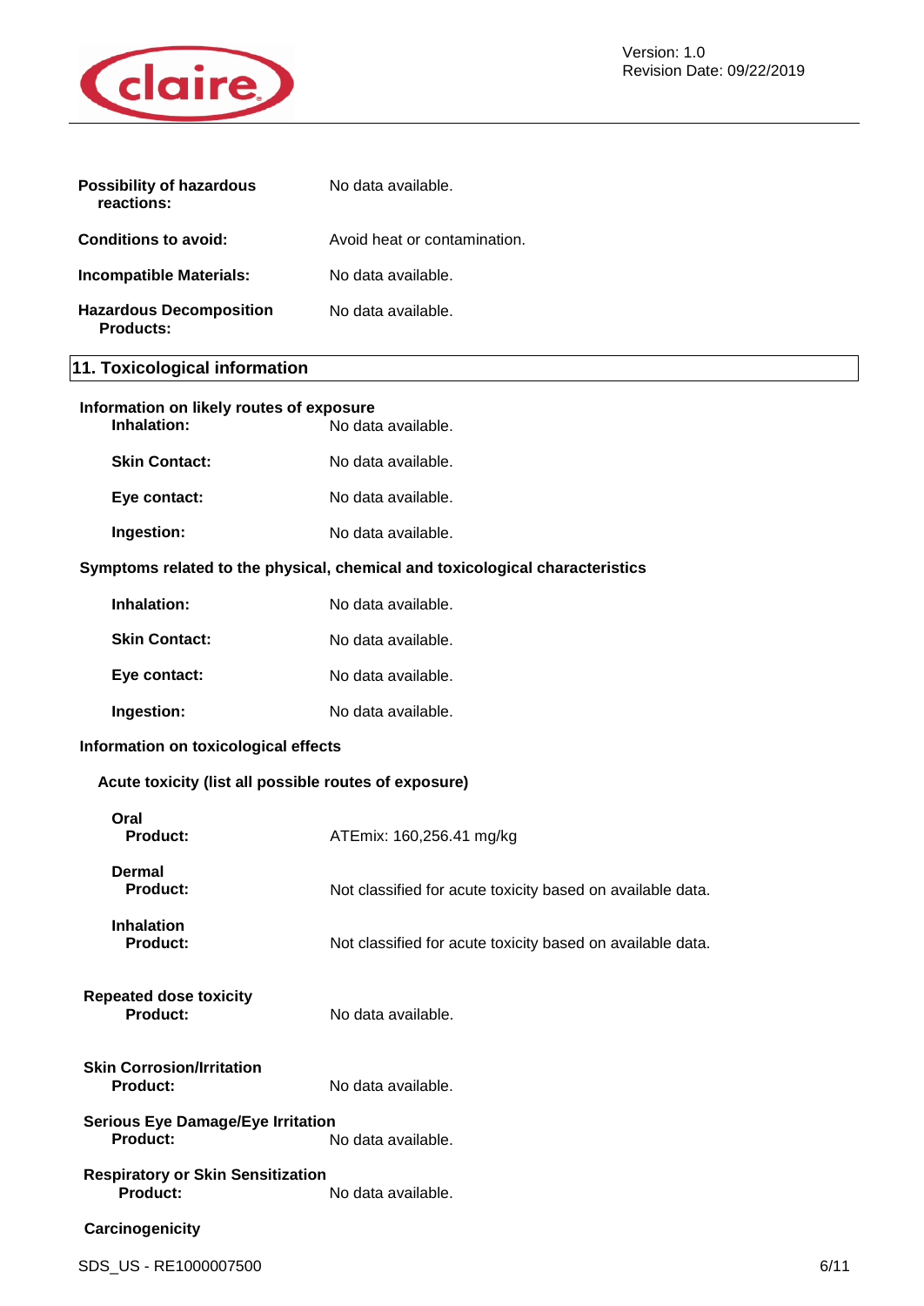**Possibility of hazardous reactions:** No data available.

**Conditions to avoid:** Avoid heat or contamination.

**Incompatible Materials:** No data available.

**Hazardous Decomposition Products:** No data available.

## 11. Toxicological information

**Information on likely routes of exposure**

**Inhalation:** No data available.

**Skin Contact:** No data available.

**Eye contact:** No data available.

**Ingestion:** No data available.

**Symptoms related to the physical, chemical and toxicological characteristics**

**Inhalation:** No data available.

**Skin Contact:** No data available.

**Eye contact:** No data available.

**Ingestion:** No data available.

**Information on toxicological effects**

**Acute toxicity (list all possible routes of exposure)**

**Oral**
**Product:** ATEmix: 160,256.41 mg/kg

**Dermal**
**Product:** Not classified for acute toxicity based on available data.

**Inhalation**
**Product:** Not classified for acute toxicity based on available data.

**Repeated dose toxicity**
**Product:** No data available.

**Skin Corrosion/Irritation**
**Product:** No data available.

**Serious Eye Damage/Eye Irritation**
**Product:** No data available.

**Respiratory or Skin Sensitization**
**Product:** No data available.

**Carcinogenicity**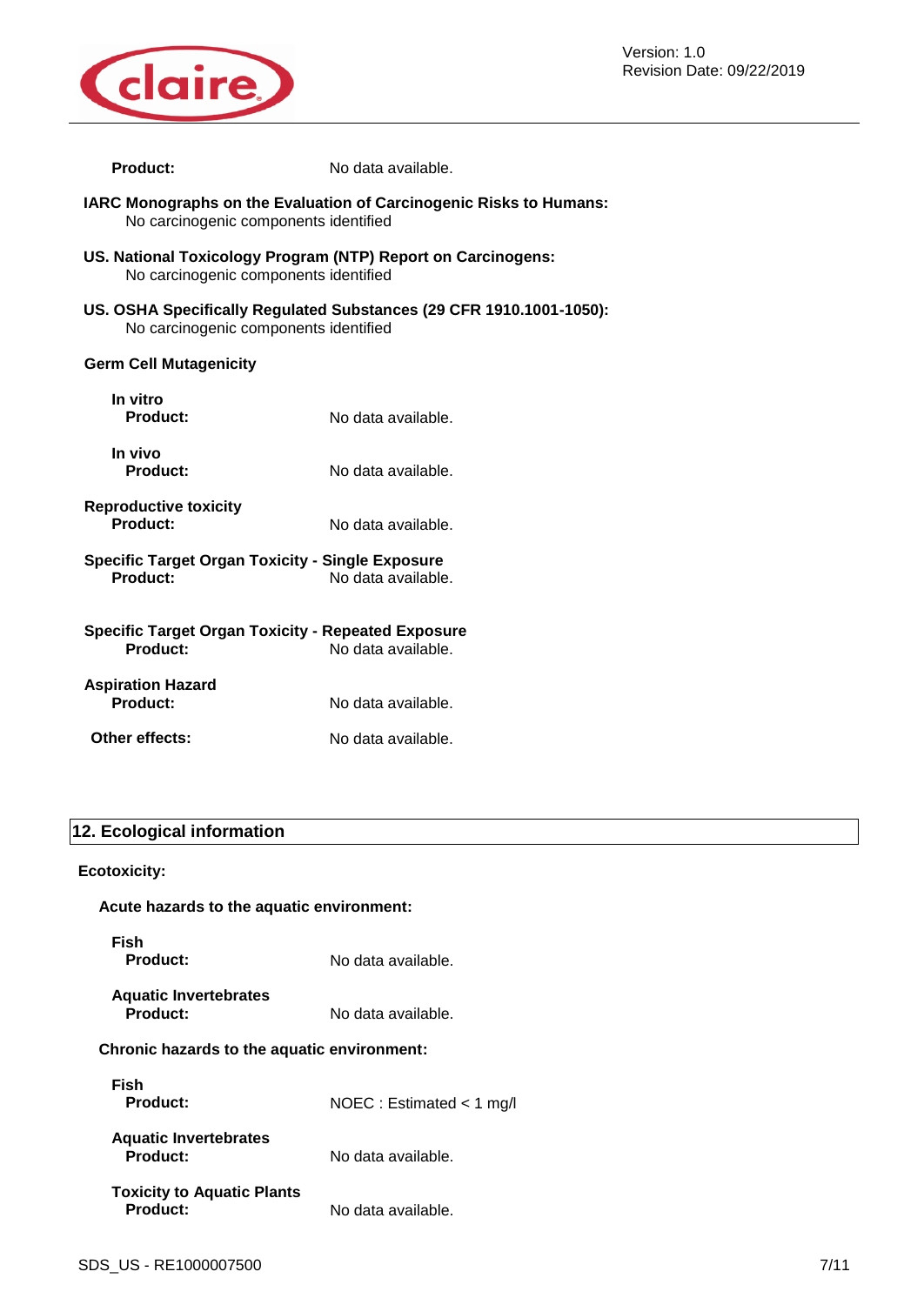**Product:** No data available.

**IARC Monographs on the Evaluation of Carcinogenic Risks to Humans:**
No carcinogenic components identified

**US. National Toxicology Program (NTP) Report on Carcinogens:**
No carcinogenic components identified

**US. OSHA Specifically Regulated Substances (29 CFR 1910.1001-1050):**
No carcinogenic components identified

**Germ Cell Mutagenicity**

**In vitro**
**Product:** No data available.

**In vivo**
**Product:** No data available.

**Reproductive toxicity**
**Product:** No data available.

**Specific Target Organ Toxicity - Single Exposure**
**Product:** No data available.

**Specific Target Organ Toxicity - Repeated Exposure**
**Product:** No data available.

**Aspiration Hazard**
**Product:** No data available.

**Other effects:** No data available.

## 12. Ecological information

**Ecotoxicity:**

**Acute hazards to the aquatic environment:**

**Fish**
**Product:** No data available.

**Aquatic Invertebrates**
**Product:** No data available.

**Chronic hazards to the aquatic environment:**

**Fish**
**Product:** NOEC : Estimated < 1 mg/l

**Aquatic Invertebrates**
**Product:** No data available.

**Toxicity to Aquatic Plants**
**Product:** No data available.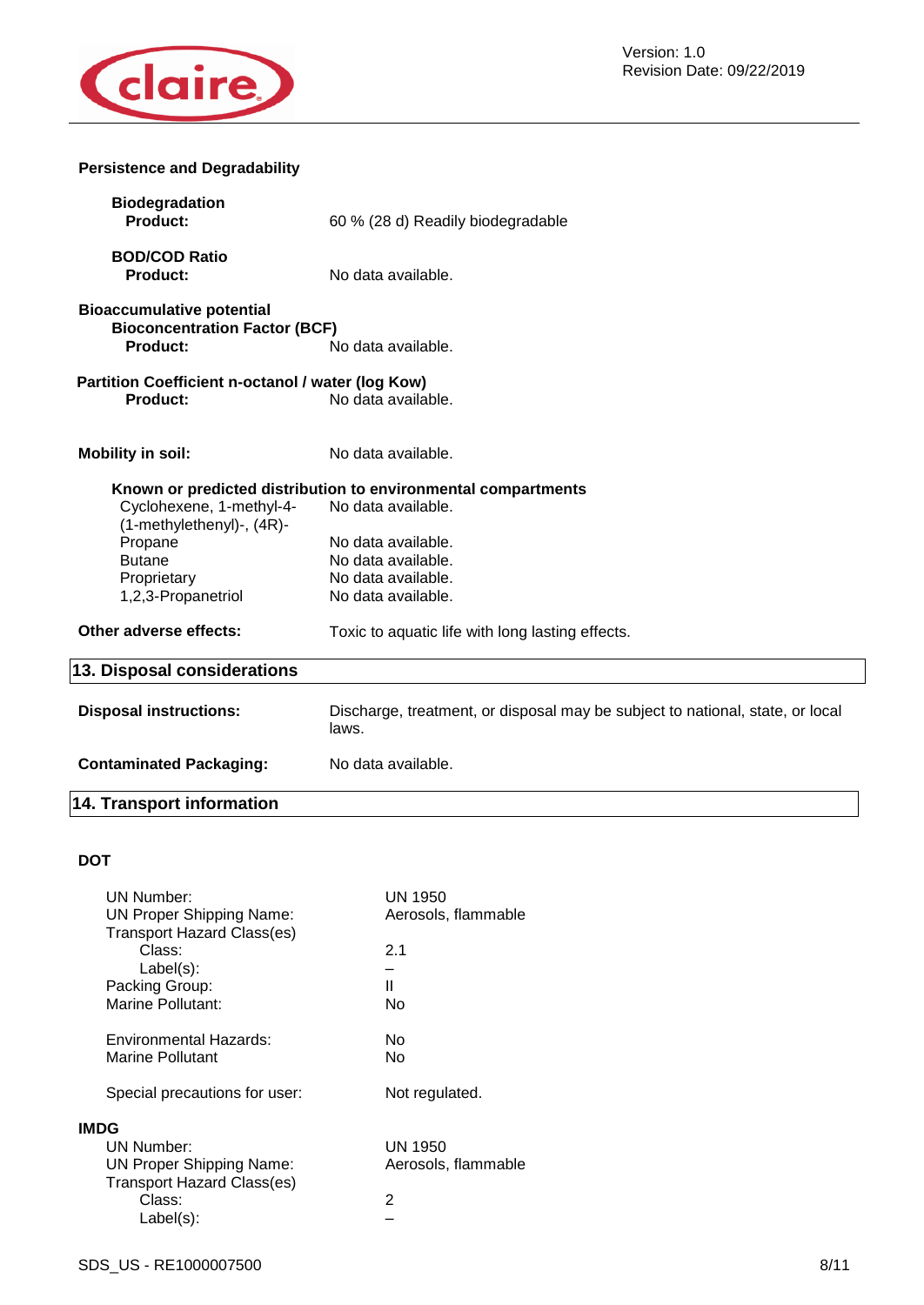**Persistence and Degradability**

**Biodegradation**
**Product:** 60 % (28 d) Readily biodegradable

**BOD/COD Ratio**
**Product:** No data available.

**Bioaccumulative potential**
**Bioconcentration Factor (BCF)**
**Product:** No data available.

**Partition Coefficient n-octanol / water (log Kow)**
**Product:** No data available.

**Mobility in soil:** No data available.

**Known or predicted distribution to environmental compartments**

| | |
|---|---|
| Cyclohexene, 1-methyl-4-(1-methylethenyl)-, (4R)- | No data available. |
| Propane | No data available. |
| Butane | No data available. |
| Proprietary | No data available. |
| 1,2,3-Propanetriol | No data available. |

**Other adverse effects:** Toxic to aquatic life with long lasting effects.

## 13. Disposal considerations

**Disposal instructions:** Discharge, treatment, or disposal may be subject to national, state, or local laws.

**Contaminated Packaging:** No data available.

## 14. Transport information

**DOT**

| | |
|---|---|
| UN Number: | UN 1950 |
| UN Proper Shipping Name: | Aerosols, flammable |
| Transport Hazard Class(es) | |
| Class: | 2.1 |
| Label(s): | – |
| Packing Group: | II |
| Marine Pollutant: | No |
| Environmental Hazards: | No |
| Marine Pollutant | No |
| Special precautions for user: | Not regulated. |

**IMDG**

| | |
|---|---|
| UN Number: | UN 1950 |
| UN Proper Shipping Name: | Aerosols, flammable |
| Transport Hazard Class(es) | |
| Class: | 2 |
| Label(s): | – |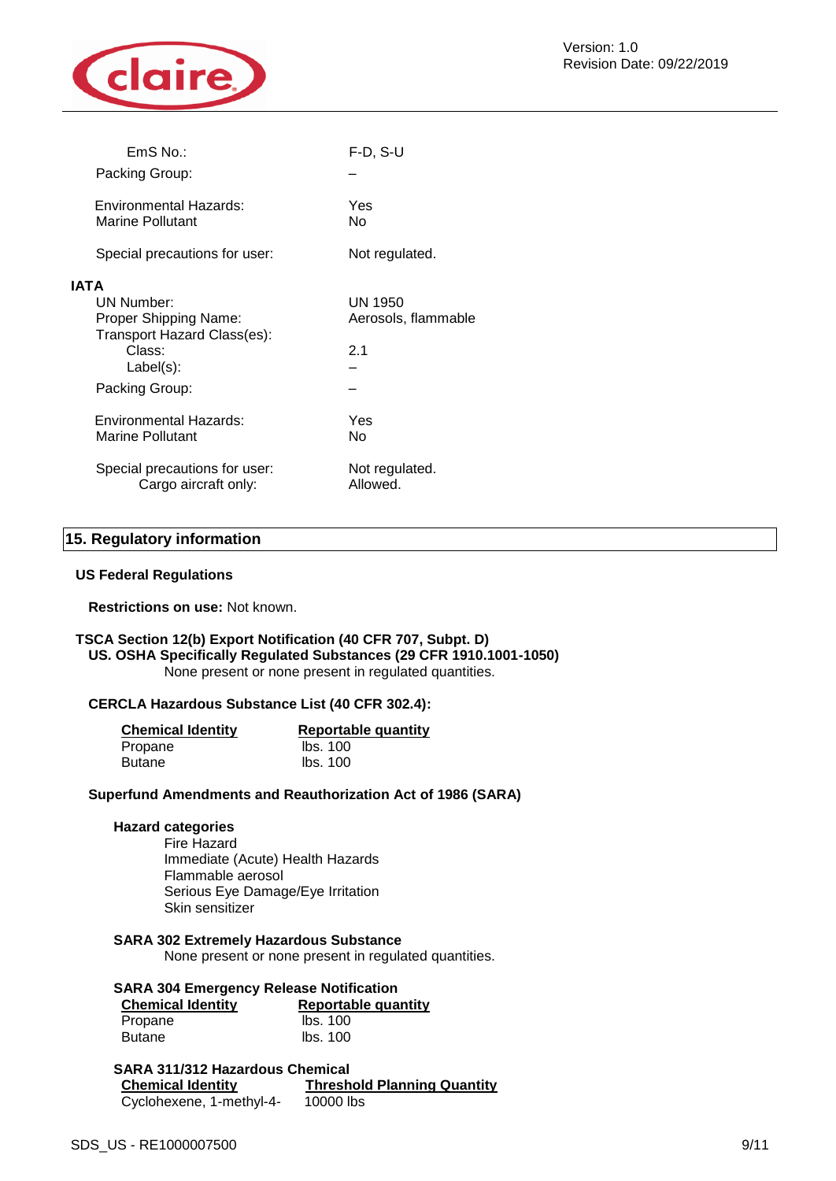| | |
|---|---|
| EmS No.: | F-D, S-U |
| Packing Group: | – |
| Environmental Hazards: | Yes |
| Marine Pollutant | No |
| Special precautions for user: | Not regulated. |

**IATA**

| | |
|---|---|
| UN Number: | UN 1950 |
| Proper Shipping Name: | Aerosols, flammable |
| Transport Hazard Class(es): | |
| Class: | 2.1 |
| Label(s): | – |
| Packing Group: | – |
| Environmental Hazards: | Yes |
| Marine Pollutant | No |
| Special precautions for user: | Not regulated. |
| Cargo aircraft only: | Allowed. |

## 15. Regulatory information

### US Federal Regulations

**Restrictions on use:** Not known.

**TSCA Section 12(b) Export Notification (40 CFR 707, Subpt. D)**

**US. OSHA Specifically Regulated Substances (29 CFR 1910.1001-1050)**

None present or none present in regulated quantities.

**CERCLA Hazardous Substance List (40 CFR 302.4):**

| Chemical Identity | Reportable quantity |
|---|---|
| Propane | lbs. 100 |
| Butane | lbs. 100 |

**Superfund Amendments and Reauthorization Act of 1986 (SARA)**

**Hazard categories**

Fire Hazard
Immediate (Acute) Health Hazards
Flammable aerosol
Serious Eye Damage/Eye Irritation
Skin sensitizer

**SARA 302 Extremely Hazardous Substance**

None present or none present in regulated quantities.

**SARA 304 Emergency Release Notification**

| Chemical Identity | Reportable quantity |
|---|---|
| Propane | lbs. 100 |
| Butane | lbs. 100 |

**SARA 311/312 Hazardous Chemical**

| Chemical Identity | Threshold Planning Quantity |
|---|---|
| Cyclohexene, 1-methyl-4- | 10000 lbs |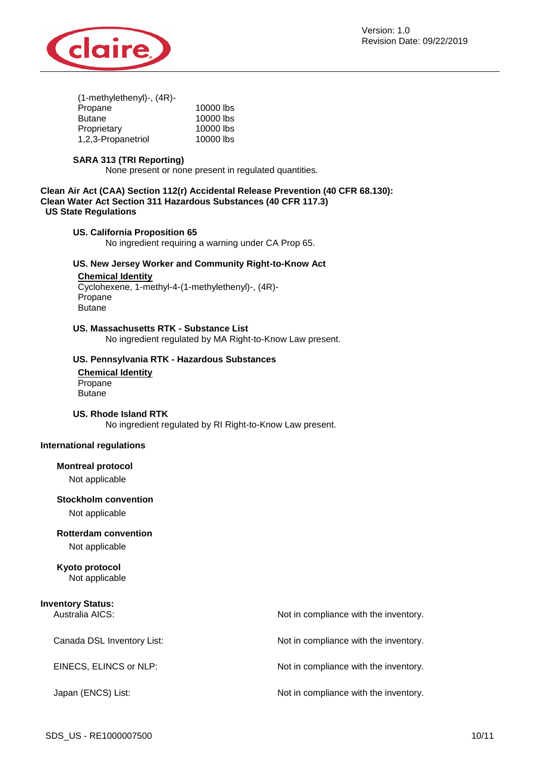| | |
|---|---|
| (1-methylethenyl)-, (4R)- | |
| Propane | 10000 lbs |
| Butane | 10000 lbs |
| Proprietary | 10000 lbs |
| 1,2,3-Propanetriol | 10000 lbs |

**SARA 313 (TRI Reporting)**

None present or none present in regulated quantities.

**Clean Air Act (CAA) Section 112(r) Accidental Release Prevention (40 CFR 68.130):**

**Clean Water Act Section 311 Hazardous Substances (40 CFR 117.3)**

**US State Regulations**

**US. California Proposition 65**

No ingredient requiring a warning under CA Prop 65.

**US. New Jersey Worker and Community Right-to-Know Act**

**Chemical Identity**

Cyclohexene, 1-methyl-4-(1-methylethenyl)-, (4R)-
Propane
Butane

**US. Massachusetts RTK - Substance List**

No ingredient regulated by MA Right-to-Know Law present.

**US. Pennsylvania RTK - Hazardous Substances**

**Chemical Identity**

Propane
Butane

**US. Rhode Island RTK**

No ingredient regulated by RI Right-to-Know Law present.

**International regulations**

**Montreal protocol**

Not applicable

**Stockholm convention**

Not applicable

**Rotterdam convention**

Not applicable

**Kyoto protocol**

Not applicable

**Inventory Status:**

| | |
|---|---|
| Australia AICS: | Not in compliance with the inventory. |
| Canada DSL Inventory List: | Not in compliance with the inventory. |
| EINECS, ELINCS or NLP: | Not in compliance with the inventory. |
| Japan (ENCS) List: | Not in compliance with the inventory. |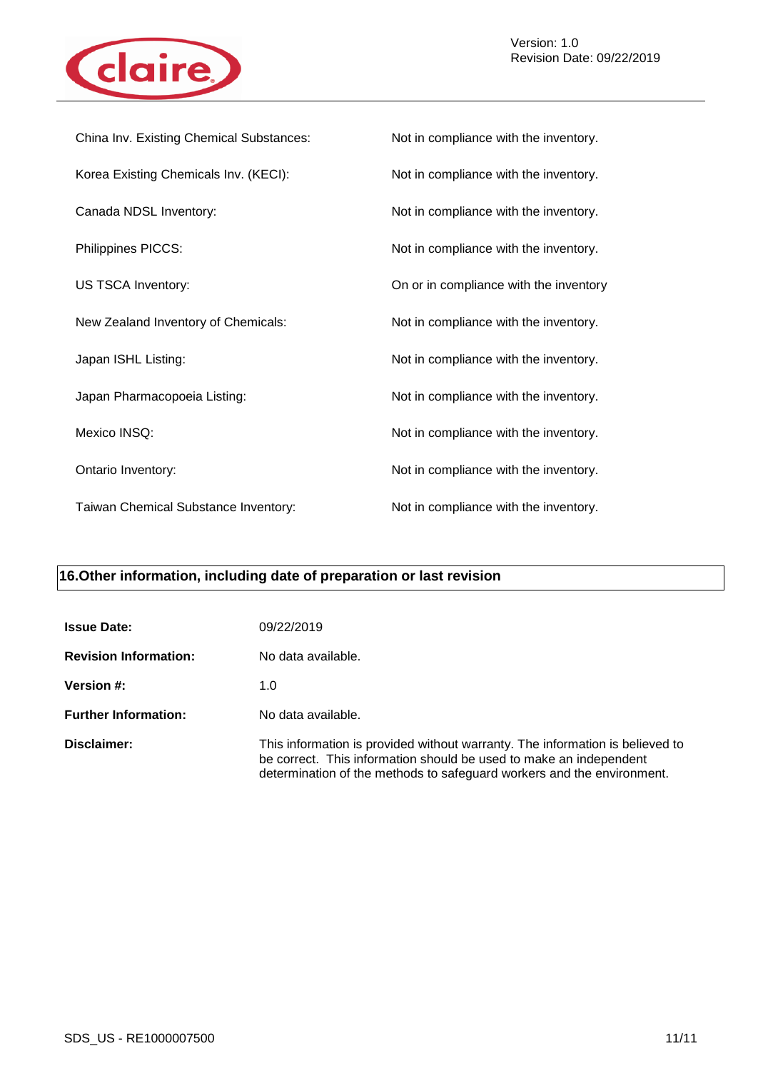| | |
|---|---|
| China Inv. Existing Chemical Substances: | Not in compliance with the inventory. |
| Korea Existing Chemicals Inv. (KECI): | Not in compliance with the inventory. |
| Canada NDSL Inventory: | Not in compliance with the inventory. |
| Philippines PICCS: | Not in compliance with the inventory. |
| US TSCA Inventory: | On or in compliance with the inventory |
| New Zealand Inventory of Chemicals: | Not in compliance with the inventory. |
| Japan ISHL Listing: | Not in compliance with the inventory. |
| Japan Pharmacopoeia Listing: | Not in compliance with the inventory. |
| Mexico INSQ: | Not in compliance with the inventory. |
| Ontario Inventory: | Not in compliance with the inventory. |
| Taiwan Chemical Substance Inventory: | Not in compliance with the inventory. |

## 16.Other information, including date of preparation or last revision

| | |
|---|---|
| **Issue Date:** | 09/22/2019 |
| **Revision Information:** | No data available. |
| **Version #:** | 1.0 |
| **Further Information:** | No data available. |
| **Disclaimer:** | This information is provided without warranty. The information is believed to be correct. This information should be used to make an independent determination of the methods to safeguard workers and the environment. |